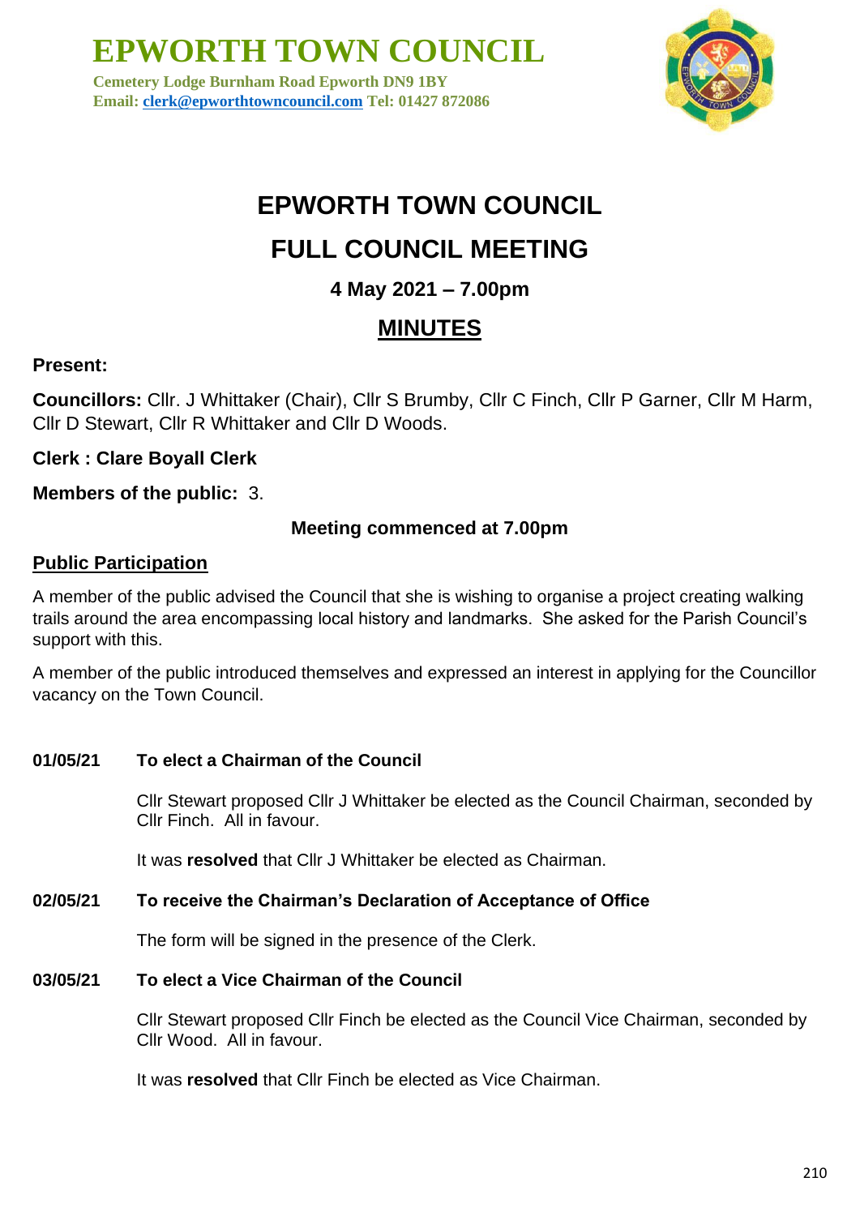# EPWORTH TOWN COUNCIL

**Cemetery Lodge Burnham Road Epworth DN9 1BY**
**Email: clerk@epworthtowncouncil.com Tel: 01427 872086**

# EPWORTH TOWN COUNCIL

# FULL COUNCIL MEETING

### 4 May 2021 – 7.00pm

## MINUTES

**Present:**

**Councillors:** Cllr. J Whittaker (Chair), Cllr S Brumby, Cllr C Finch, Cllr P Garner, Cllr M Harm, Cllr D Stewart, Cllr R Whittaker and Cllr D Woods.

**Clerk : Clare Boyall Clerk**

**Members of the public:** 3.

**Meeting commenced at 7.00pm**

**Public Participation**

A member of the public advised the Council that she is wishing to organise a project creating walking trails around the area encompassing local history and landmarks. She asked for the Parish Council's support with this.

A member of the public introduced themselves and expressed an interest in applying for the Councillor vacancy on the Town Council.

**01/05/21 To elect a Chairman of the Council**

Cllr Stewart proposed Cllr J Whittaker be elected as the Council Chairman, seconded by Cllr Finch. All in favour.

It was **resolved** that Cllr J Whittaker be elected as Chairman.

**02/05/21 To receive the Chairman's Declaration of Acceptance of Office**

The form will be signed in the presence of the Clerk.

**03/05/21 To elect a Vice Chairman of the Council**

Cllr Stewart proposed Cllr Finch be elected as the Council Vice Chairman, seconded by Cllr Wood. All in favour.

It was **resolved** that Cllr Finch be elected as Vice Chairman.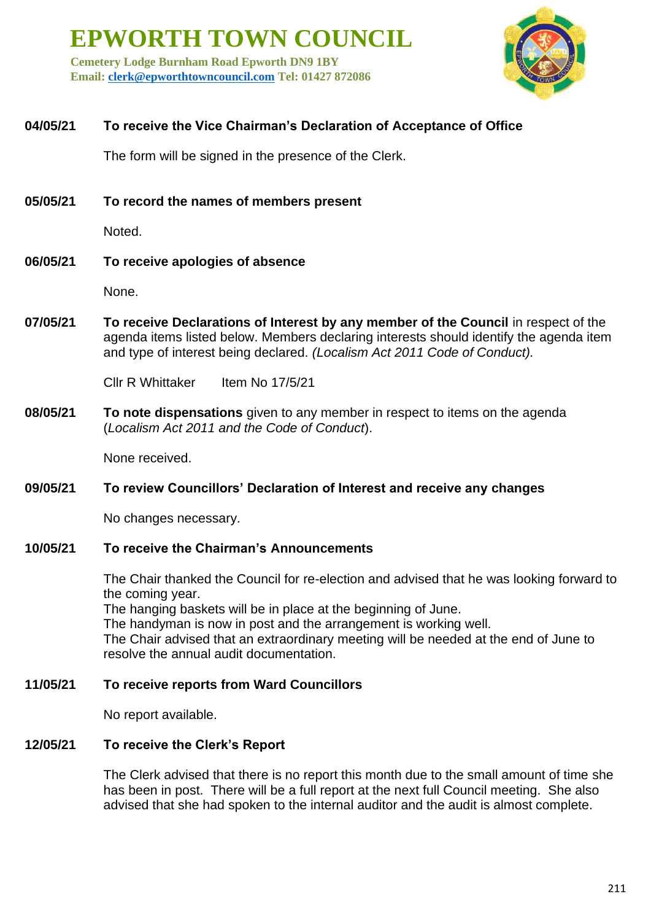# EPWORTH TOWN COUNCIL

**Cemetery Lodge Burnham Road Epworth DN9 1BY**
**Email: clerk@epworthtowncouncil.com Tel: 01427 872086**

**04/05/21 To receive the Vice Chairman's Declaration of Acceptance of Office**

The form will be signed in the presence of the Clerk.

**05/05/21 To record the names of members present**

Noted.

**06/05/21 To receive apologies of absence**

None.

**07/05/21 To receive Declarations of Interest by any member of the Council** in respect of the agenda items listed below. Members declaring interests should identify the agenda item and type of interest being declared. *(Localism Act 2011 Code of Conduct).*

Cllr R Whittaker  Item No 17/5/21

**08/05/21 To note dispensations** given to any member in respect to items on the agenda (*Localism Act 2011 and the Code of Conduct*).

None received.

**09/05/21 To review Councillors' Declaration of Interest and receive any changes**

No changes necessary.

**10/05/21 To receive the Chairman's Announcements**

The Chair thanked the Council for re-election and advised that he was looking forward to the coming year.
The hanging baskets will be in place at the beginning of June.
The handyman is now in post and the arrangement is working well.
The Chair advised that an extraordinary meeting will be needed at the end of June to resolve the annual audit documentation.

**11/05/21 To receive reports from Ward Councillors**

No report available.

**12/05/21 To receive the Clerk's Report**

The Clerk advised that there is no report this month due to the small amount of time she has been in post. There will be a full report at the next full Council meeting. She also advised that she had spoken to the internal auditor and the audit is almost complete.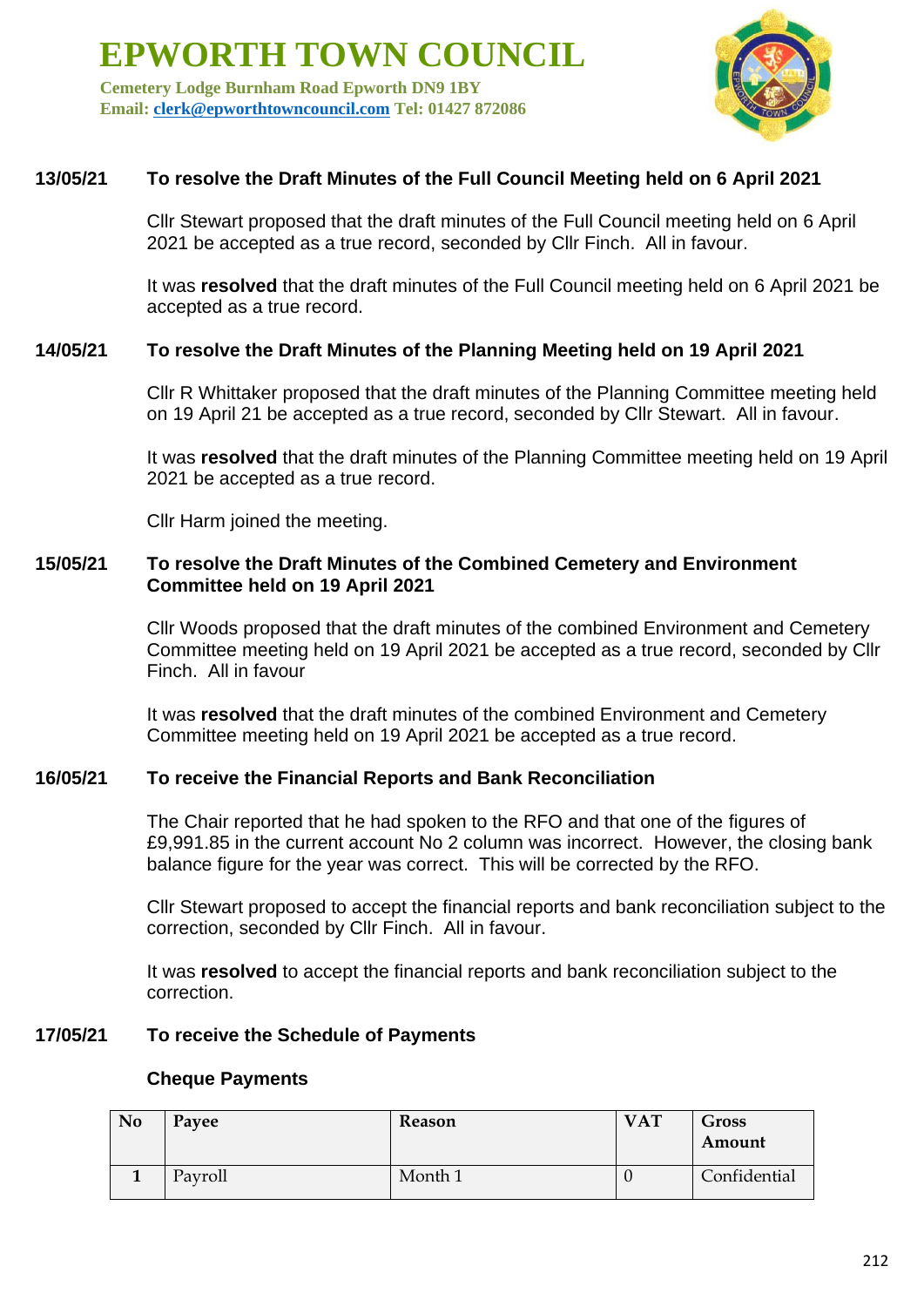# EPWORTH TOWN COUNCIL

**Cemetery Lodge Burnham Road Epworth DN9 1BY**
**Email: clerk@epworthtowncouncil.com Tel: 01427 872086**

### 13/05/21 To resolve the Draft Minutes of the Full Council Meeting held on 6 April 2021

Cllr Stewart proposed that the draft minutes of the Full Council meeting held on 6 April 2021 be accepted as a true record, seconded by Cllr Finch. All in favour.

It was **resolved** that the draft minutes of the Full Council meeting held on 6 April 2021 be accepted as a true record.

### 14/05/21 To resolve the Draft Minutes of the Planning Meeting held on 19 April 2021

Cllr R Whittaker proposed that the draft minutes of the Planning Committee meeting held on 19 April 21 be accepted as a true record, seconded by Cllr Stewart. All in favour.

It was **resolved** that the draft minutes of the Planning Committee meeting held on 19 April 2021 be accepted as a true record.

Cllr Harm joined the meeting.

### 15/05/21 To resolve the Draft Minutes of the Combined Cemetery and Environment Committee held on 19 April 2021

Cllr Woods proposed that the draft minutes of the combined Environment and Cemetery Committee meeting held on 19 April 2021 be accepted as a true record, seconded by Cllr Finch. All in favour

It was **resolved** that the draft minutes of the combined Environment and Cemetery Committee meeting held on 19 April 2021 be accepted as a true record.

### 16/05/21 To receive the Financial Reports and Bank Reconciliation

The Chair reported that he had spoken to the RFO and that one of the figures of £9,991.85 in the current account No 2 column was incorrect. However, the closing bank balance figure for the year was correct. This will be corrected by the RFO.

Cllr Stewart proposed to accept the financial reports and bank reconciliation subject to the correction, seconded by Cllr Finch. All in favour.

It was **resolved** to accept the financial reports and bank reconciliation subject to the correction.

### 17/05/21 To receive the Schedule of Payments

**Cheque Payments**

| No | Payee | Reason | VAT | Gross Amount |
|---|---|---|---|---|
| 1 | Payroll | Month 1 | 0 | Confidential |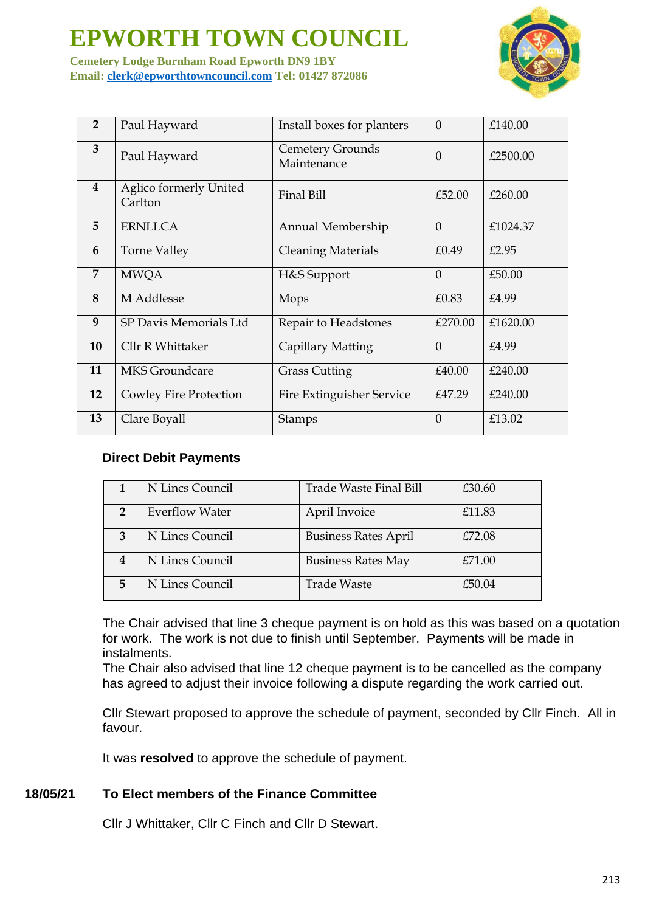| 2 | Paul Hayward | Install boxes for planters | 0 | £140.00 |
|---|---|---|---|---|
| 3 | Paul Hayward | Cemetery Grounds Maintenance | 0 | £2500.00 |
| 4 | Aglico formerly United Carlton | Final Bill | £52.00 | £260.00 |
| 5 | ERNLLCA | Annual Membership | 0 | £1024.37 |
| 6 | Torne Valley | Cleaning Materials | £0.49 | £2.95 |
| 7 | MWQA | H&S Support | 0 | £50.00 |
| 8 | M Addlesse | Mops | £0.83 | £4.99 |
| 9 | SP Davis Memorials Ltd | Repair to Headstones | £270.00 | £1620.00 |
| 10 | Cllr R Whittaker | Capillary Matting | 0 | £4.99 |
| 11 | MKS Groundcare | Grass Cutting | £40.00 | £240.00 |
| 12 | Cowley Fire Protection | Fire Extinguisher Service | £47.29 | £240.00 |
| 13 | Clare Boyall | Stamps | 0 | £13.02 |

**Direct Debit Payments**

| 1 | N Lincs Council | Trade Waste Final Bill | £30.60 |
|---|---|---|---|
| 2 | Everflow Water | April Invoice | £11.83 |
| 3 | N Lincs Council | Business Rates April | £72.08 |
| 4 | N Lincs Council | Business Rates May | £71.00 |
| 5 | N Lincs Council | Trade Waste | £50.04 |

The Chair advised that line 3 cheque payment is on hold as this was based on a quotation for work. The work is not due to finish until September. Payments will be made in instalments.
The Chair also advised that line 12 cheque payment is to be cancelled as the company has agreed to adjust their invoice following a dispute regarding the work carried out.

Cllr Stewart proposed to approve the schedule of payment, seconded by Cllr Finch. All in favour.

It was **resolved** to approve the schedule of payment.

**18/05/21 To Elect members of the Finance Committee**

Cllr J Whittaker, Cllr C Finch and Cllr D Stewart.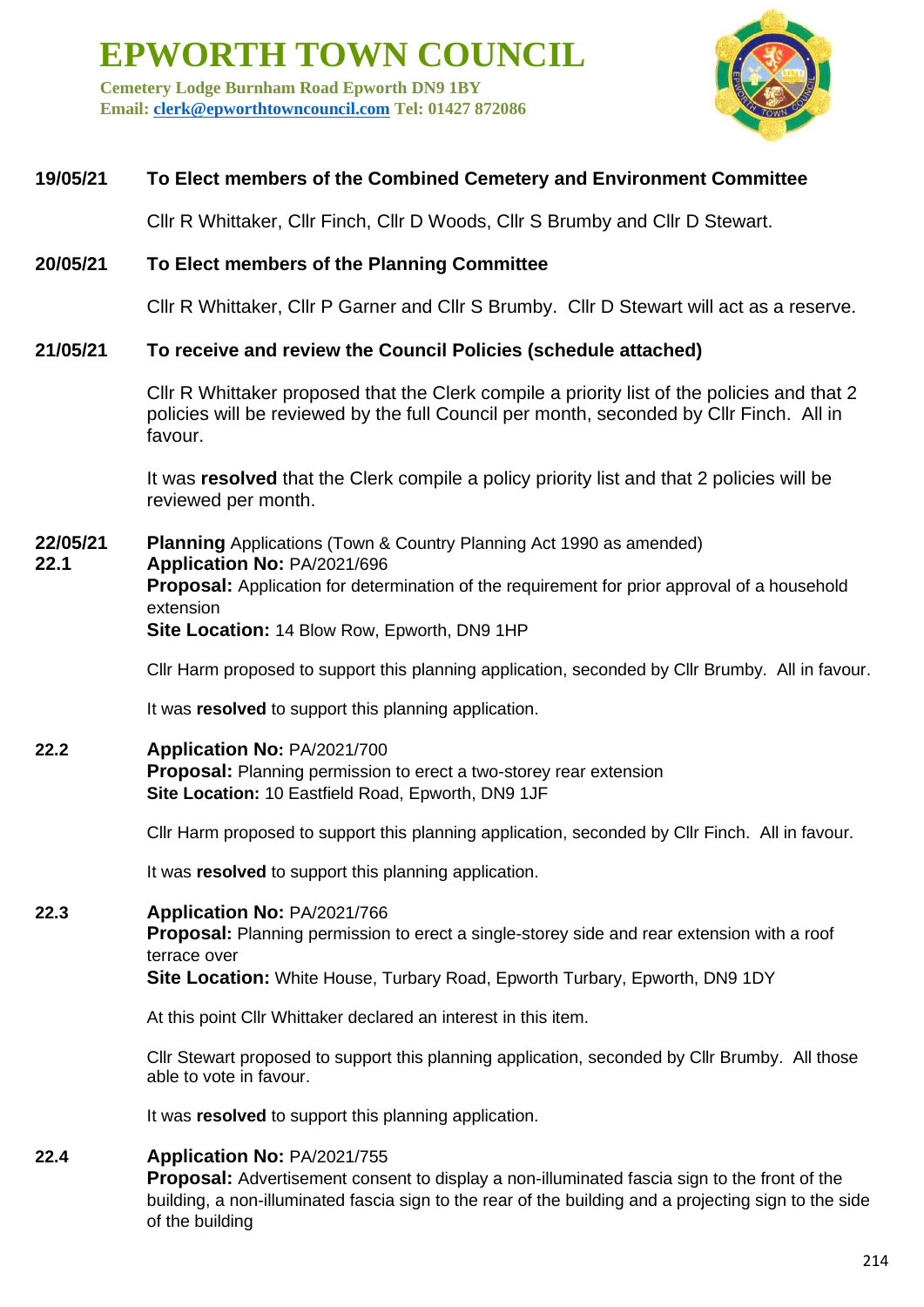# EPWORTH TOWN COUNCIL

**Cemetery Lodge Burnham Road Epworth DN9 1BY**
**Email: clerk@epworthtowncouncil.com Tel: 01427 872086**

**19/05/21 To Elect members of the Combined Cemetery and Environment Committee**

Cllr R Whittaker, Cllr Finch, Cllr D Woods, Cllr S Brumby and Cllr D Stewart.

**20/05/21 To Elect members of the Planning Committee**

Cllr R Whittaker, Cllr P Garner and Cllr S Brumby. Cllr D Stewart will act as a reserve.

**21/05/21 To receive and review the Council Policies (schedule attached)**

Cllr R Whittaker proposed that the Clerk compile a priority list of the policies and that 2 policies will be reviewed by the full Council per month, seconded by Cllr Finch. All in favour.

It was **resolved** that the Clerk compile a policy priority list and that 2 policies will be reviewed per month.

**22/05/21 Planning** Applications (Town & Country Planning Act 1990 as amended)

**22.1 Application No:** PA/2021/696
**Proposal:** Application for determination of the requirement for prior approval of a household extension
**Site Location:** 14 Blow Row, Epworth, DN9 1HP

Cllr Harm proposed to support this planning application, seconded by Cllr Brumby. All in favour.

It was **resolved** to support this planning application.

**22.2 Application No:** PA/2021/700
**Proposal:** Planning permission to erect a two-storey rear extension
**Site Location:** 10 Eastfield Road, Epworth, DN9 1JF

Cllr Harm proposed to support this planning application, seconded by Cllr Finch. All in favour.

It was **resolved** to support this planning application.

**22.3 Application No:** PA/2021/766
**Proposal:** Planning permission to erect a single-storey side and rear extension with a roof terrace over
**Site Location:** White House, Turbary Road, Epworth Turbary, Epworth, DN9 1DY

At this point Cllr Whittaker declared an interest in this item.

Cllr Stewart proposed to support this planning application, seconded by Cllr Brumby. All those able to vote in favour.

It was **resolved** to support this planning application.

**22.4 Application No:** PA/2021/755
**Proposal:** Advertisement consent to display a non-illuminated fascia sign to the front of the building, a non-illuminated fascia sign to the rear of the building and a projecting sign to the side of the building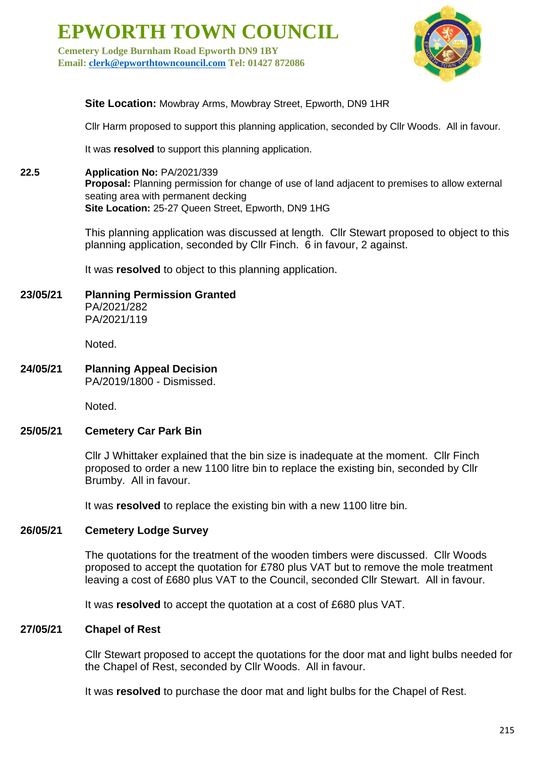# EPWORTH TOWN COUNCIL

**Cemetery Lodge Burnham Road Epworth DN9 1BY**
**Email: clerk@epworthtowncouncil.com Tel: 01427 872086**

**Site Location:** Mowbray Arms, Mowbray Street, Epworth, DN9 1HR

Cllr Harm proposed to support this planning application, seconded by Cllr Woods. All in favour.

It was **resolved** to support this planning application.

**22.5** **Application No:** PA/2021/339
**Proposal:** Planning permission for change of use of land adjacent to premises to allow external seating area with permanent decking
**Site Location:** 25-27 Queen Street, Epworth, DN9 1HG

This planning application was discussed at length. Cllr Stewart proposed to object to this planning application, seconded by Cllr Finch. 6 in favour, 2 against.

It was **resolved** to object to this planning application.

**23/05/21** **Planning Permission Granted**
PA/2021/282
PA/2021/119

Noted.

**24/05/21** **Planning Appeal Decision**
PA/2019/1800 - Dismissed.

Noted.

**25/05/21** **Cemetery Car Park Bin**

Cllr J Whittaker explained that the bin size is inadequate at the moment. Cllr Finch proposed to order a new 1100 litre bin to replace the existing bin, seconded by Cllr Brumby. All in favour.

It was **resolved** to replace the existing bin with a new 1100 litre bin.

**26/05/21** **Cemetery Lodge Survey**

The quotations for the treatment of the wooden timbers were discussed. Cllr Woods proposed to accept the quotation for £780 plus VAT but to remove the mole treatment leaving a cost of £680 plus VAT to the Council, seconded Cllr Stewart. All in favour.

It was **resolved** to accept the quotation at a cost of £680 plus VAT.

**27/05/21** **Chapel of Rest**

Cllr Stewart proposed to accept the quotations for the door mat and light bulbs needed for the Chapel of Rest, seconded by Cllr Woods. All in favour.

It was **resolved** to purchase the door mat and light bulbs for the Chapel of Rest.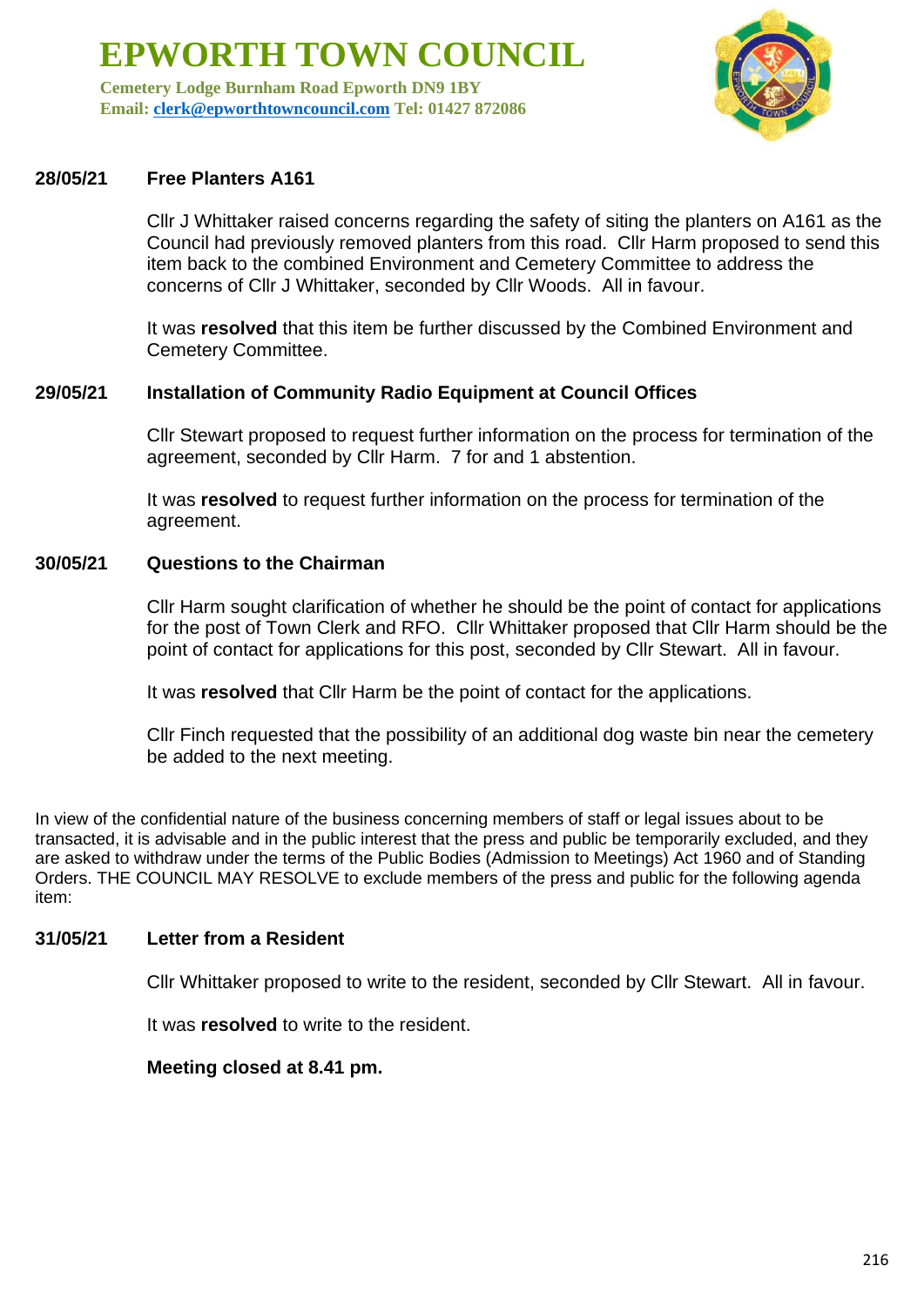# EPWORTH TOWN COUNCIL

**Cemetery Lodge Burnham Road Epworth DN9 1BY**
**Email: clerk@epworthtowncouncil.com Tel: 01427 872086**

**28/05/21 Free Planters A161**

Cllr J Whittaker raised concerns regarding the safety of siting the planters on A161 as the Council had previously removed planters from this road. Cllr Harm proposed to send this item back to the combined Environment and Cemetery Committee to address the concerns of Cllr J Whittaker, seconded by Cllr Woods. All in favour.

It was **resolved** that this item be further discussed by the Combined Environment and Cemetery Committee.

**29/05/21 Installation of Community Radio Equipment at Council Offices**

Cllr Stewart proposed to request further information on the process for termination of the agreement, seconded by Cllr Harm. 7 for and 1 abstention.

It was **resolved** to request further information on the process for termination of the agreement.

**30/05/21 Questions to the Chairman**

Cllr Harm sought clarification of whether he should be the point of contact for applications for the post of Town Clerk and RFO. Cllr Whittaker proposed that Cllr Harm should be the point of contact for applications for this post, seconded by Cllr Stewart. All in favour.

It was **resolved** that Cllr Harm be the point of contact for the applications.

Cllr Finch requested that the possibility of an additional dog waste bin near the cemetery be added to the next meeting.

In view of the confidential nature of the business concerning members of staff or legal issues about to be transacted, it is advisable and in the public interest that the press and public be temporarily excluded, and they are asked to withdraw under the terms of the Public Bodies (Admission to Meetings) Act 1960 and of Standing Orders. THE COUNCIL MAY RESOLVE to exclude members of the press and public for the following agenda item:

**31/05/21 Letter from a Resident**

Cllr Whittaker proposed to write to the resident, seconded by Cllr Stewart. All in favour.

It was **resolved** to write to the resident.

**Meeting closed at 8.41 pm.**